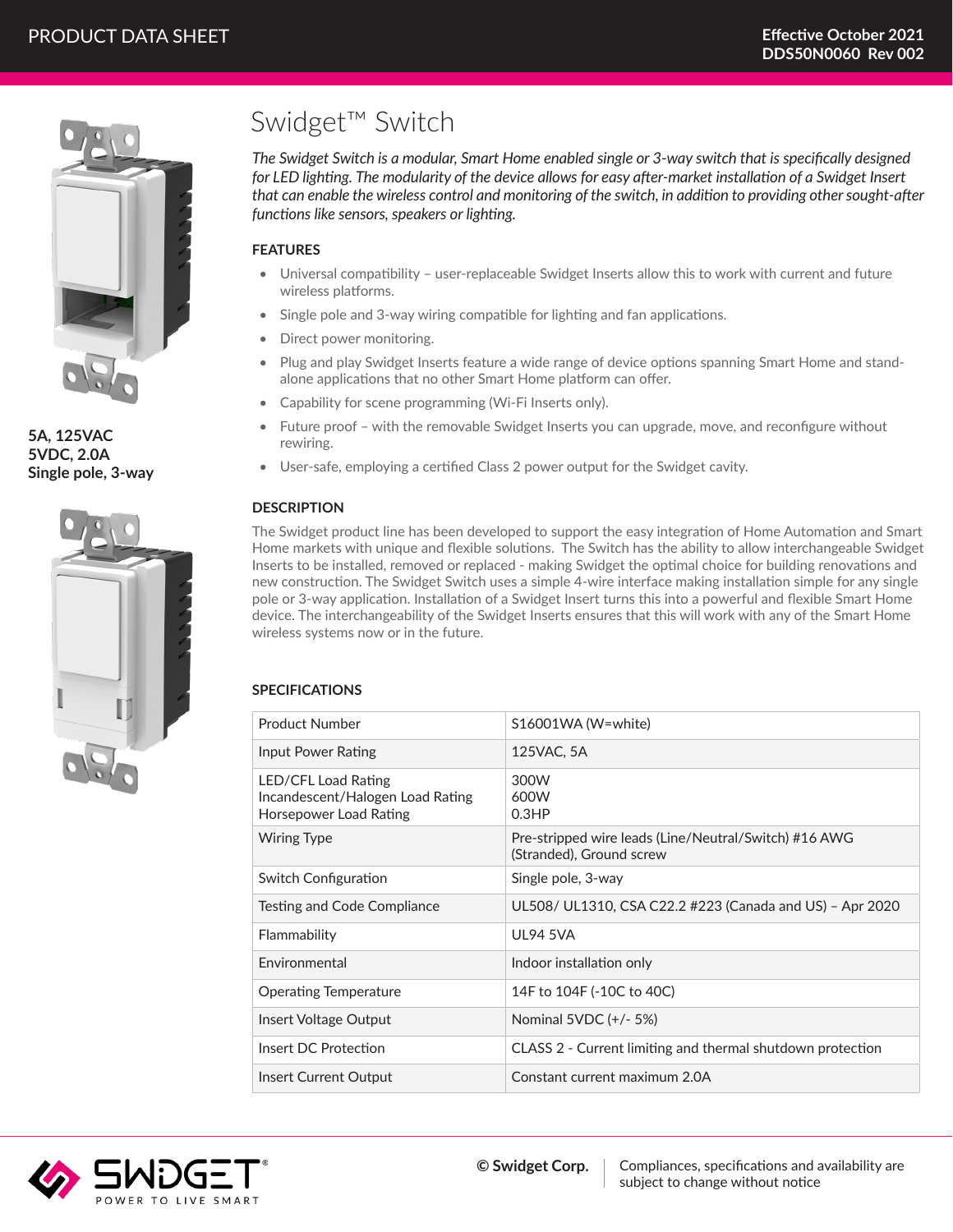PRODUCT DATA SHEET

Effective October 2021
DDS50N0060 Rev 002

# Swidget™ Switch

**5A, 125VAC**
**5VDC, 2.0A**
**Single pole, 3-way**

*The Swidget Switch is a modular, Smart Home enabled single or 3-way switch that is specifically designed for LED lighting. The modularity of the device allows for easy after-market installation of a Swidget Insert that can enable the wireless control and monitoring of the switch, in addition to providing other sought-after functions like sensors, speakers or lighting.*

## FEATURES

- Universal compatibility – user-replaceable Swidget Inserts allow this to work with current and future wireless platforms.
- Single pole and 3-way wiring compatible for lighting and fan applications.
- Direct power monitoring.
- Plug and play Swidget Inserts feature a wide range of device options spanning Smart Home and stand-alone applications that no other Smart Home platform can offer.
- Capability for scene programming (Wi-Fi Inserts only).
- Future proof – with the removable Swidget Inserts you can upgrade, move, and reconfigure without rewiring.
- User-safe, employing a certified Class 2 power output for the Swidget cavity.

## DESCRIPTION

The Swidget product line has been developed to support the easy integration of Home Automation and Smart Home markets with unique and flexible solutions. The Switch has the ability to allow interchangeable Swidget Inserts to be installed, removed or replaced - making Swidget the optimal choice for building renovations and new construction. The Swidget Switch uses a simple 4-wire interface making installation simple for any single pole or 3-way application. Installation of a Swidget Insert turns this into a powerful and flexible Smart Home device. The interchangeability of the Swidget Inserts ensures that this will work with any of the Smart Home wireless systems now or in the future.

## SPECIFICATIONS

| | |
|---|---|
| Product Number | S16001WA (W=white) |
| Input Power Rating | 125VAC, 5A |
| LED/CFL Load Rating<br>Incandescent/Halogen Load Rating<br>Horsepower Load Rating | 300W<br>600W<br>0.3HP |
| Wiring Type | Pre-stripped wire leads (Line/Neutral/Switch) #16 AWG (Stranded), Ground screw |
| Switch Configuration | Single pole, 3-way |
| Testing and Code Compliance | UL508/ UL1310, CSA C22.2 #223 (Canada and US) – Apr 2020 |
| Flammability | UL94 5VA |
| Environmental | Indoor installation only |
| Operating Temperature | 14F to 104F (-10C to 40C) |
| Insert Voltage Output | Nominal 5VDC (+/- 5%) |
| Insert DC Protection | CLASS 2 - Current limiting and thermal shutdown protection |
| Insert Current Output | Constant current maximum 2.0A |

SWIDGET® POWER TO LIVE SMART

**© Swidget Corp.** Compliances, specifications and availability are subject to change without notice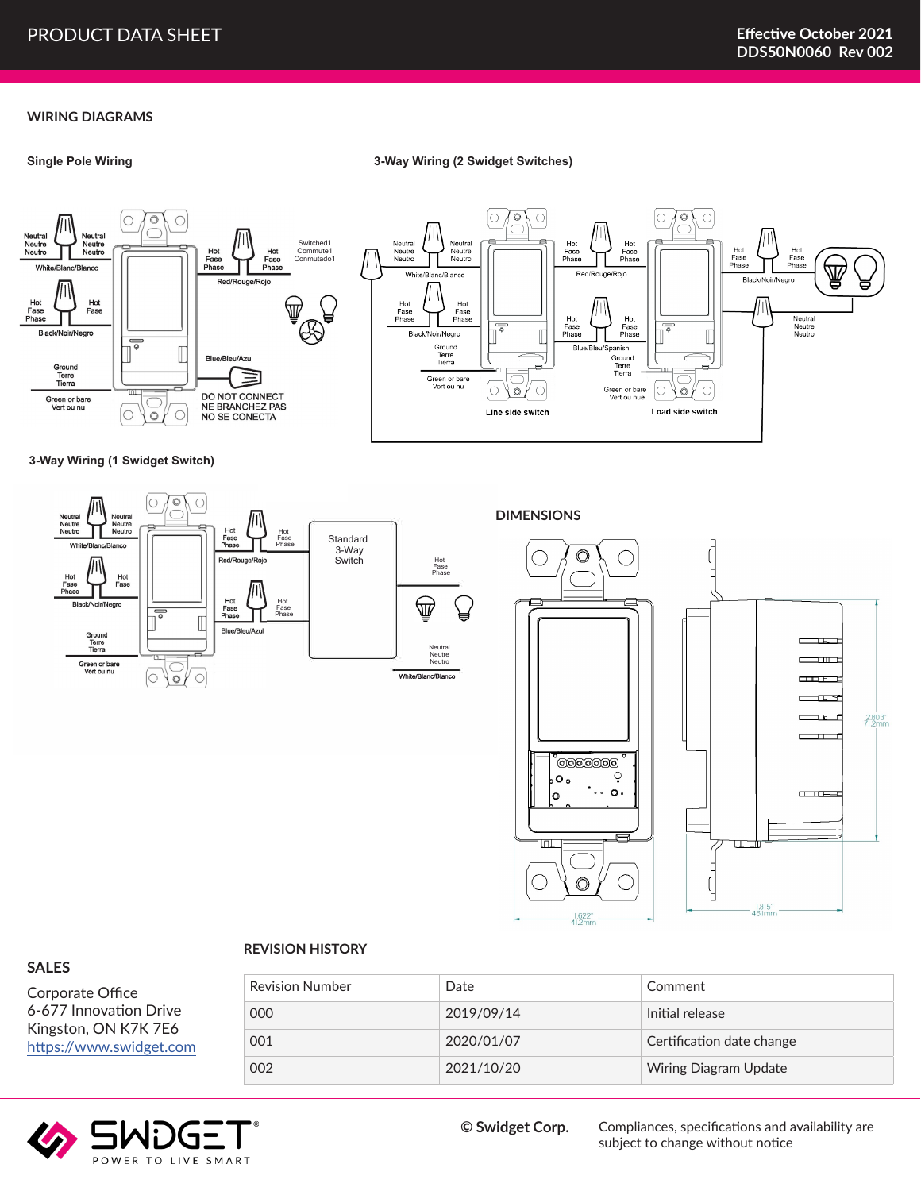## WIRING DIAGRAMS

### Single Pole Wiring

Neutral / Neutre / Neutro — Neutral / Neutre / Neutro
White/Blanc/Blanco

Hot / Fase / Phase — Hot / Fase
Black/Noir/Negro

Ground / Terre / Tierra
Green or bare / Vert ou nu

Hot / Fase / Phase — Hot / Fase / Phase — Switched1 / Commute1 / Conmutado1
Red/Rouge/Rojo

Blue/Bleu/Azul
DO NOT CONNECT
NE BRANCHEZ PAS
NO SE CONECTA

### 3-Way Wiring (2 Swidget Switches)

Neutral / Neutre / Neutro — Neutral / Neutre / Neutro
White/Blanc/Blanco

Hot / Fase / Phase — Hot / Fase / Phase
Black/Noir/Negro

Ground / Terre / Tierra
Green or bare / Vert ou nu

Hot / Fase / Phase — Hot / Fase / Phase
Red/Rouge/Rojo

Hot / Fase / Phase — Hot / Fase / Phase
Blue/Bleu/Spanish

Ground / Terre / Tierra
Green or bare / Vert ou nue

Hot / Fase / Phase — Hot / Fase / Phase
Black/Noir/Negro

Neutral / Neutre / Neutro

Line side switch

Load side switch

### 3-Way Wiring (1 Swidget Switch)

Neutral / Neutre / Neutro — Neutral / Neutre / Neutro
White/Blanc/Blanco

Hot / Fase / Phase — Hot / Fase
Black/Noir/Negro

Ground / Terre / Tierra
Green or bare / Vert ou nu

Hot / Fase / Phase — Hot / Fase / Phase
Red/Rouge/Rojo

Hot / Fase / Phase — Hot / Fase / Phase
Blue/Bleu/Azul

Standard 3-Way Switch

Hot / Fase / Phase

Neutral / Neutre / Neutro
White/Blanc/Blanco

## DIMENSIONS

2.803" / 71.2mm

1.622" / 41.2mm

1.815" / 46.1mm

## SALES

Corporate Office
6-677 Innovation Drive
Kingston, ON K7K 7E6
https://www.swidget.com

## REVISION HISTORY

| Revision Number | Date | Comment |
|---|---|---|
| 000 | 2019/09/14 | Initial release |
| 001 | 2020/01/07 | Certification date change |
| 002 | 2021/10/20 | Wiring Diagram Update |

© Swidget Corp. | Compliances, specifications and availability are subject to change without notice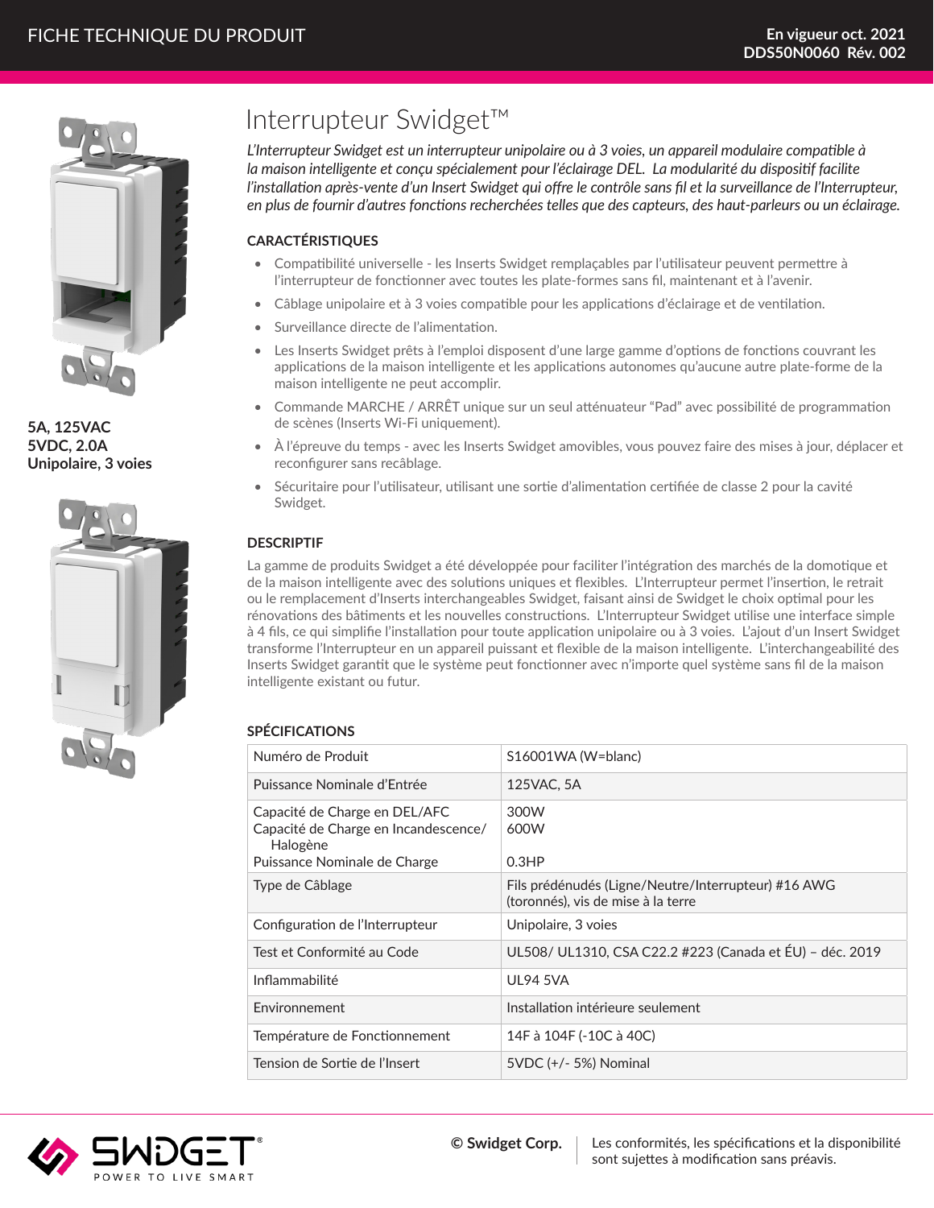# Interrupteur Swidget™

*L'Interrupteur Swidget est un interrupteur unipolaire ou à 3 voies, un appareil modulaire compatible à la maison intelligente et conçu spécialement pour l'éclairage DEL. La modularité du dispositif facilite l'installation après-vente d'un Insert Swidget qui offre le contrôle sans fil et la surveillance de l'Interrupteur, en plus de fournir d'autres fonctions recherchées telles que des capteurs, des haut-parleurs ou un éclairage.*

**5A, 125VAC**
**5VDC, 2.0A**
**Unipolaire, 3 voies**

### CARACTÉRISTIQUES

- Compatibilité universelle - les Inserts Swidget remplaçables par l'utilisateur peuvent permettre à l'interrupteur de fonctionner avec toutes les plate-formes sans fil, maintenant et à l'avenir.
- Câblage unipolaire et à 3 voies compatible pour les applications d'éclairage et de ventilation.
- Surveillance directe de l'alimentation.
- Les Inserts Swidget prêts à l'emploi disposent d'une large gamme d'options de fonctions couvrant les applications de la maison intelligente et les applications autonomes qu'aucune autre plate-forme de la maison intelligente ne peut accomplir.
- Commande MARCHE / ARRÊT unique sur un seul atténuateur "Pad" avec possibilité de programmation de scènes (Inserts Wi-Fi uniquement).
- À l'épreuve du temps - avec les Inserts Swidget amovibles, vous pouvez faire des mises à jour, déplacer et reconfigurer sans recâblage.
- Sécuritaire pour l'utilisateur, utilisant une sortie d'alimentation certifiée de classe 2 pour la cavité Swidget.

### DESCRIPTIF

La gamme de produits Swidget a été développée pour faciliter l'intégration des marchés de la domotique et de la maison intelligente avec des solutions uniques et flexibles. L'Interrupteur permet l'insertion, le retrait ou le remplacement d'Inserts interchangeables Swidget, faisant ainsi de Swidget le choix optimal pour les rénovations des bâtiments et les nouvelles constructions. L'Interrupteur Swidget utilise une interface simple à 4 fils, ce qui simplifie l'installation pour toute application unipolaire ou à 3 voies. L'ajout d'un Insert Swidget transforme l'Interrupteur en un appareil puissant et flexible de la maison intelligente. L'interchangeabilité des Inserts Swidget garantit que le système peut fonctionner avec n'importe quel système sans fil de la maison intelligente existant ou futur.

### SPÉCIFICATIONS

| | |
|---|---|
| Numéro de Produit | S16001WA (W=blanc) |
| Puissance Nominale d'Entrée | 125VAC, 5A |
| Capacité de Charge en DEL/AFC<br>Capacité de Charge en Incandescence/ Halogène<br>Puissance Nominale de Charge | 300W<br>600W<br><br>0.3HP |
| Type de Câblage | Fils prédénudés (Ligne/Neutre/Interrupteur) #16 AWG (toronnés), vis de mise à la terre |
| Configuration de l'Interrupteur | Unipolaire, 3 voies |
| Test et Conformité au Code | UL508/ UL1310, CSA C22.2 #223 (Canada et ÉU) – déc. 2019 |
| Inflammabilité | UL94 5VA |
| Environnement | Installation intérieure seulement |
| Température de Fonctionnement | 14F à 104F (-10C à 40C) |
| Tension de Sortie de l'Insert | 5VDC (+/- 5%) Nominal |

SWIDGET® POWER TO LIVE SMART

**© Swidget Corp.** Les conformités, les spécifications et la disponibilité sont sujettes à modification sans préavis.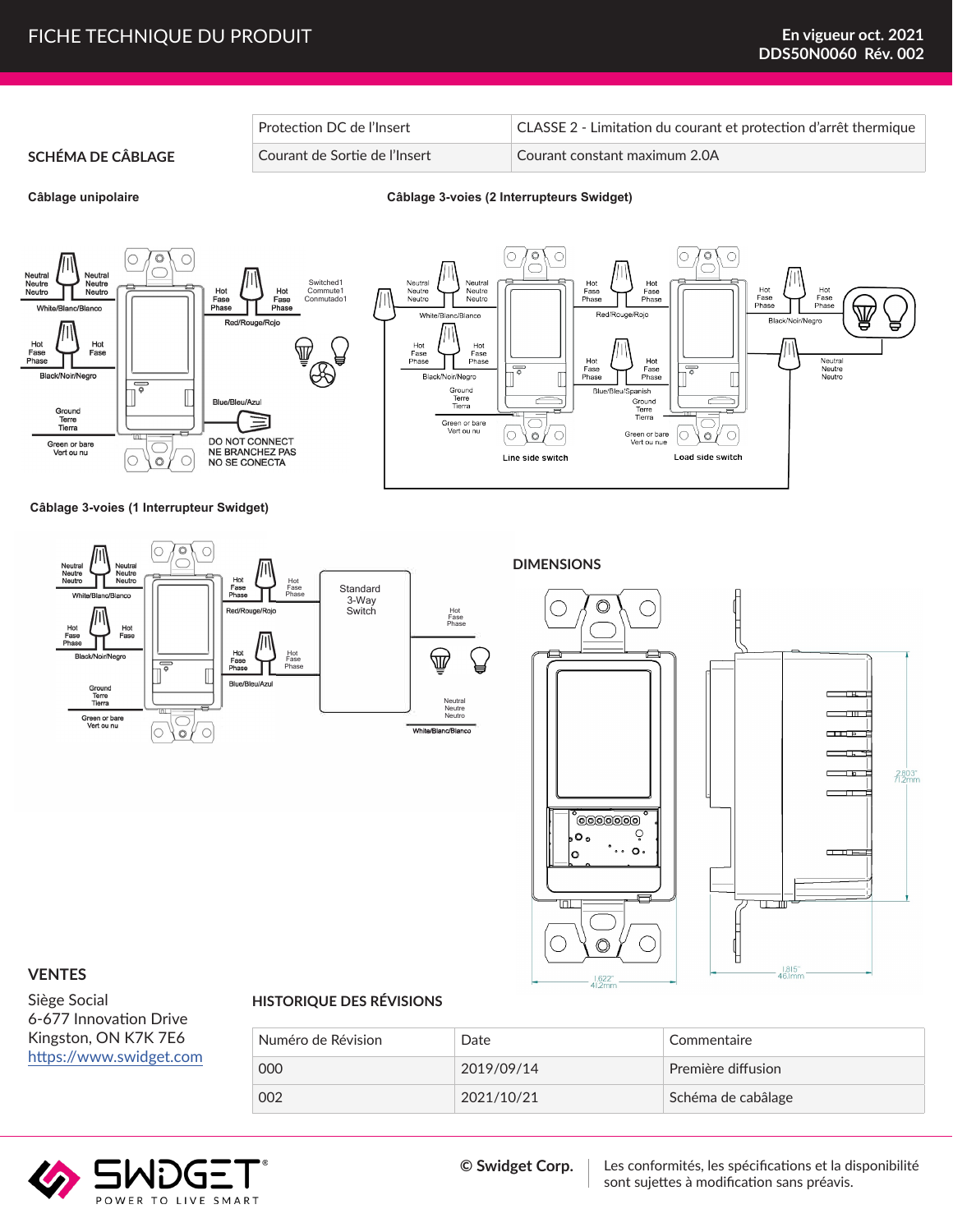# FICHE TECHNIQUE DU PRODUIT

En vigueur oct. 2021
DDS50N0060 Rév. 002

| | |
|---|---|
| Protection DC de l'Insert | CLASSE 2 - Limitation du courant et protection d'arrêt thermique |
| Courant de Sortie de l'Insert | Courant constant maximum 2.0A |

## SCHÉMA DE CÂBLAGE

**Câblage unipolaire**

Neutral Neutre Neutro
Neutral Neutre Neutro
White/Blanc/Blanco
Hot Fase Phase
Hot Fase
Black/Noir/Negro
Ground Terre Tierra
Green or bare Vert ou nu
Hot Fase Phase
Hot Fase Phase
Switched1 Commute1 Conmutado1
Red/Rouge/Rojo
Blue/Bleu/Azul
DO NOT CONNECT
NE BRANCHEZ PAS
NO SE CONECTA

**Câblage 3-voies (2 Interrupteurs Swidget)**

Neutral Neutre Neutro
Neutral Neutre Neutro
White/Blanc/Blanco
Hot Fase Phase
Hot Fase Phase
Black/Noir/Negro
Ground Terre Tierra
Green or bare Vert ou nu
Hot Fase Phase
Hot Fase Phase
Red/Rouge/Rojo
Hot Fase Phase
Hot Fase Phase
Blue/Bleu/Spanish
Ground Terre Tierra
Green or bare Vert ou nue
Hot Fase Phase
Hot Fase Phase
Black/Noir/Negro
Neutral Neutre Neutro
Line side switch
Load side switch

**Câblage 3-voies (1 Interrupteur Swidget)**

Neutral Neutre Neutro
Neutral Neutre Neutro
White/Blanc/Blanco
Hot Fase Phase
Hot Fase
Black/Noir/Negro
Ground Terre Tierra
Green or bare Vert ou nu
Hot Fase Phase
Hot Fase Phase
Red/Rouge/Rojo
Hot Fase Phase
Hot Fase Phase
Blue/Bleu/Azul
Standard 3-Way Switch
Hot Fase Phase
Neutral Neutre Neutro
White/Blanc/Blanco

## DIMENSIONS

2.803" 71.2mm
1.622" 41.2mm
1.815" 46.1mm

## VENTES

Siège Social
6-677 Innovation Drive
Kingston, ON K7K 7E6
https://www.swidget.com

## HISTORIQUE DES RÉVISIONS

| Numéro de Révision | Date | Commentaire |
|---|---|---|
| 000 | 2019/09/14 | Première diffusion |
| 002 | 2021/10/21 | Schéma de cabâlage |

SWIDGET® POWER TO LIVE SMART

© Swidget Corp.

Les conformités, les spécifications et la disponibilité sont sujettes à modification sans préavis.